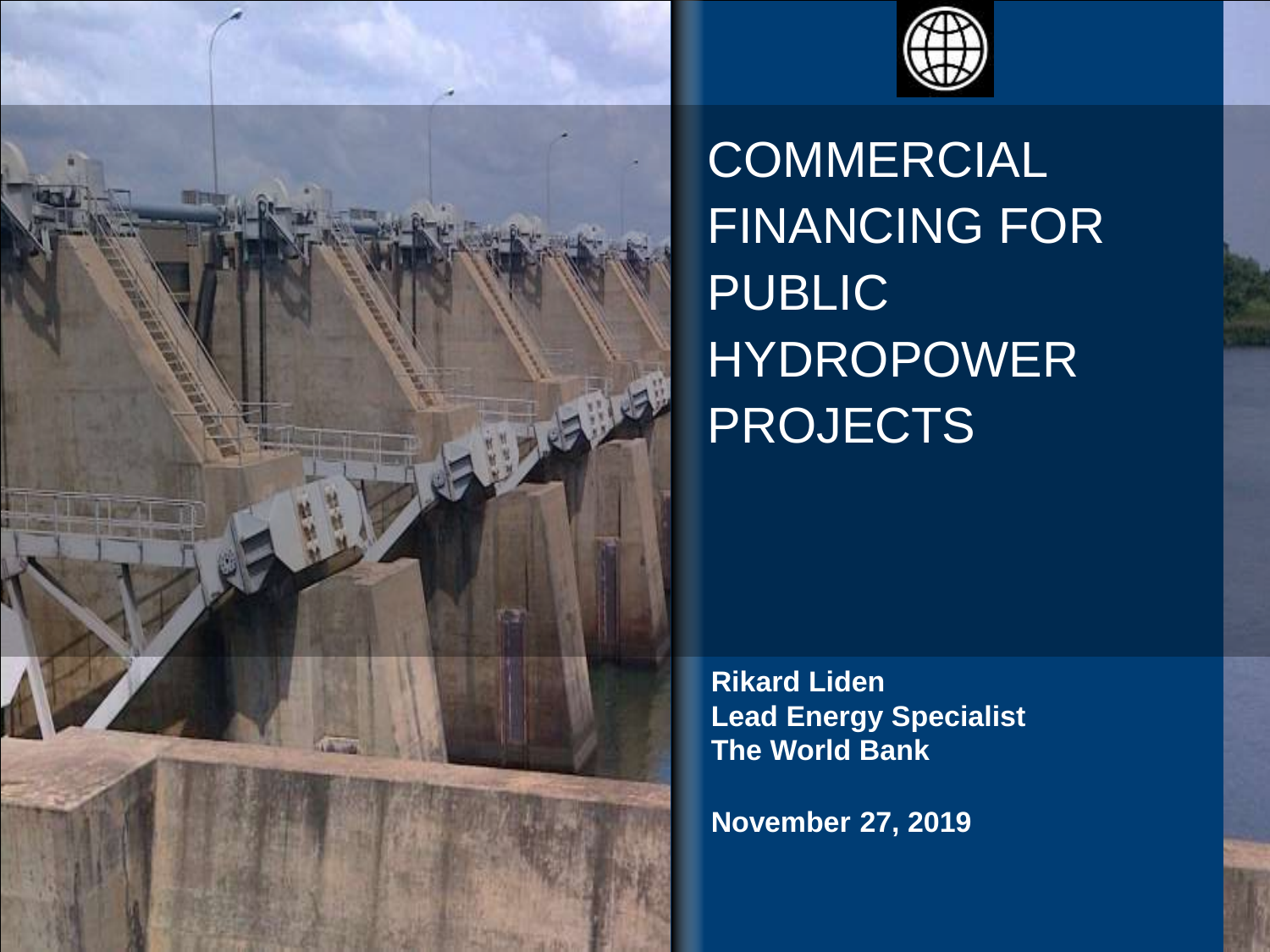# COMMERCIAL FINANCING FOR PUBLIC HYDROPOWER PROJECTS

**Rikard Liden**
**Lead Energy Specialist**
**The World Bank**

**November 27, 2019**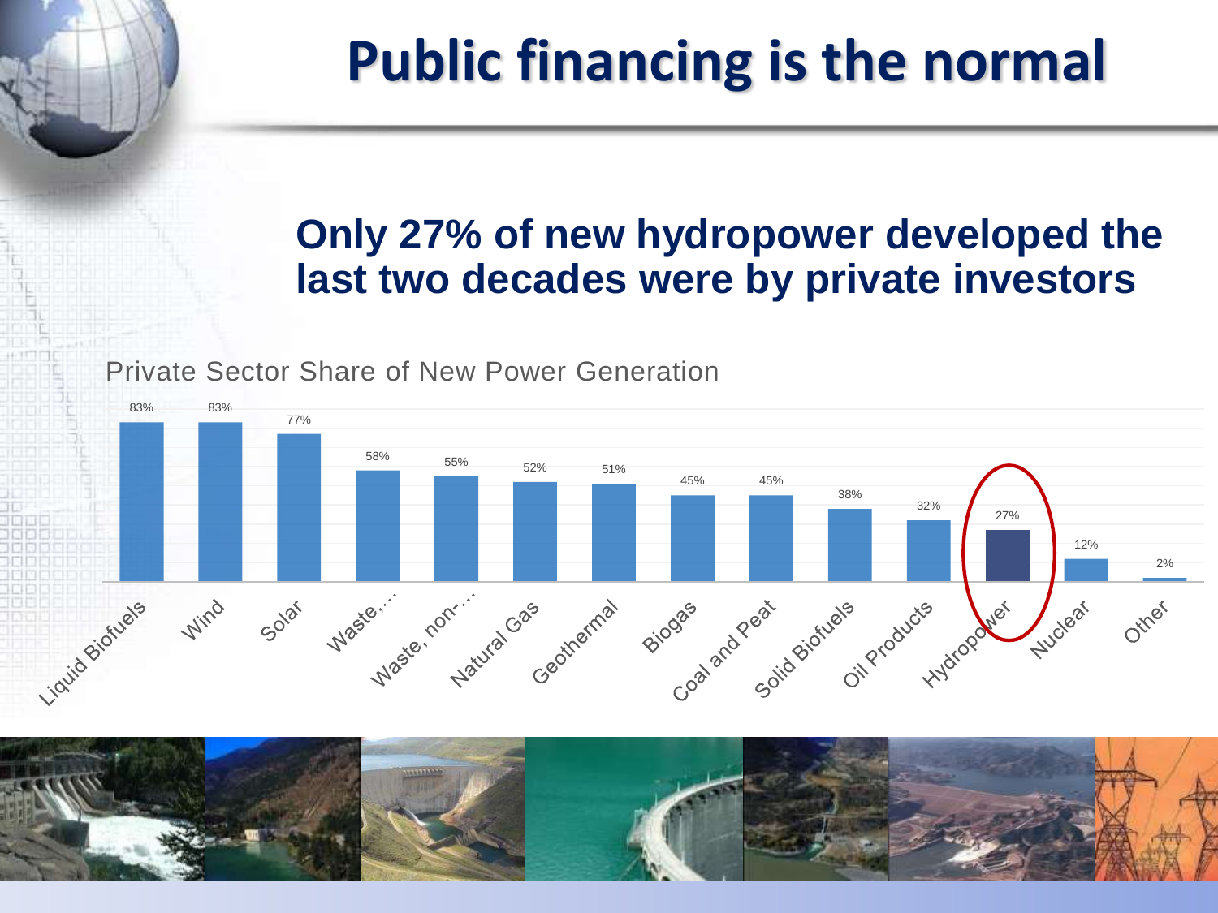# Public financing is the normal

## Only 27% of new hydropower developed the last two decades were by private investors

Private Sector Share of New Power Generation

| Source | Private Sector Share |
|---|---|
| Liquid Biofuels | 83% |
| Wind | 83% |
| Solar | 77% |
| Waste,… | 58% |
| Waste, non-… | 55% |
| Natural Gas | 52% |
| Geothermal | 51% |
| Biogas | 45% |
| Coal and Peat | 45% |
| Solid Biofuels | 38% |
| Oil Products | 32% |
| Hydropower | 27% |
| Nuclear | 12% |
| Other | 2% |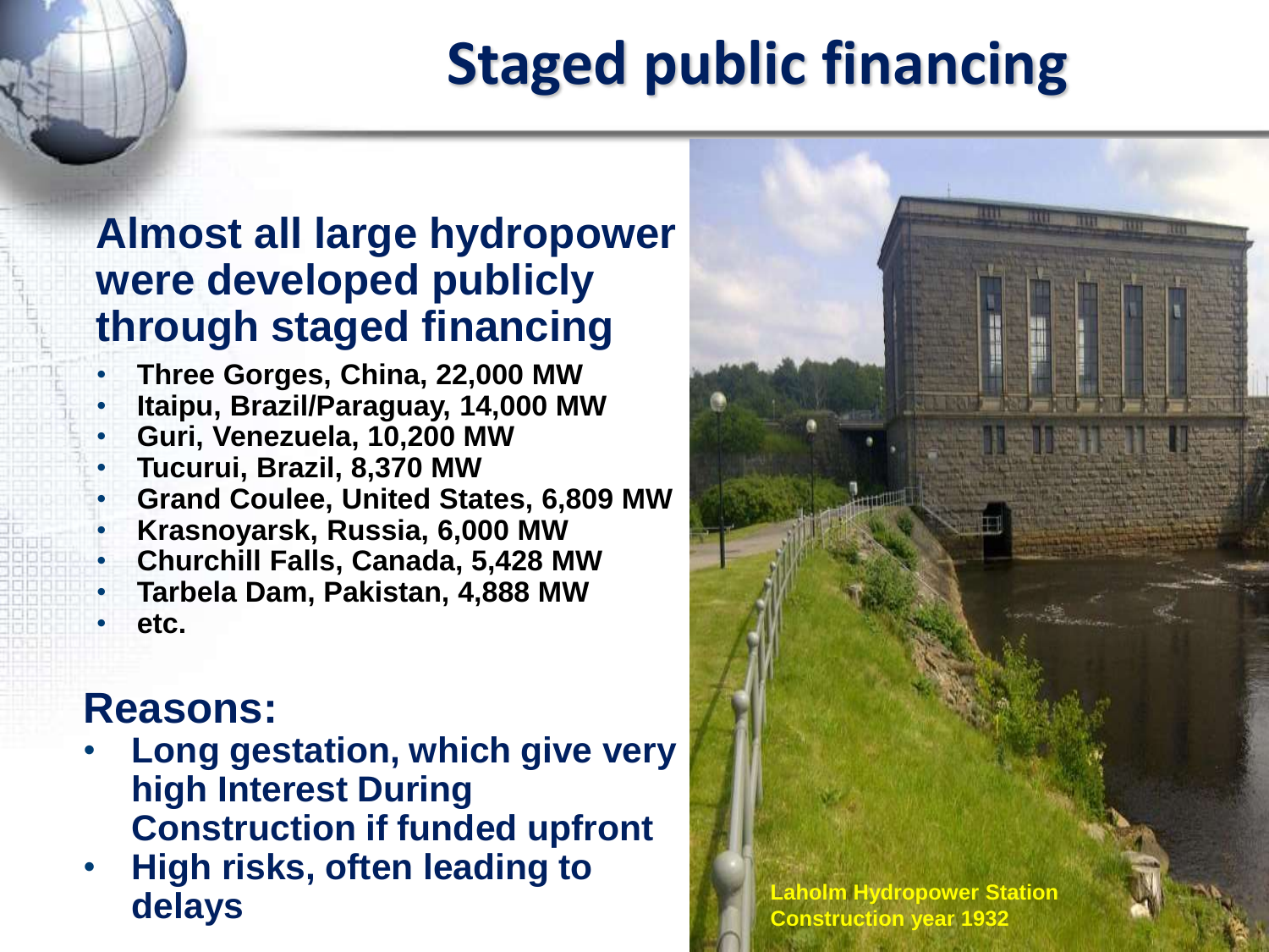# Staged public financing

## Almost all large hydropower were developed publicly through staged financing

- Three Gorges, China, 22,000 MW
- Itaipu, Brazil/Paraguay, 14,000 MW
- Guri, Venezuela, 10,200 MW
- Tucurui, Brazil, 8,370 MW
- Grand Coulee, United States, 6,809 MW
- Krasnoyarsk, Russia, 6,000 MW
- Churchill Falls, Canada, 5,428 MW
- Tarbela Dam, Pakistan, 4,888 MW
- etc.

## Reasons:

- Long gestation, which give very high Interest During Construction if funded upfront
- High risks, often leading to delays

Laholm Hydropower Station
Construction year 1932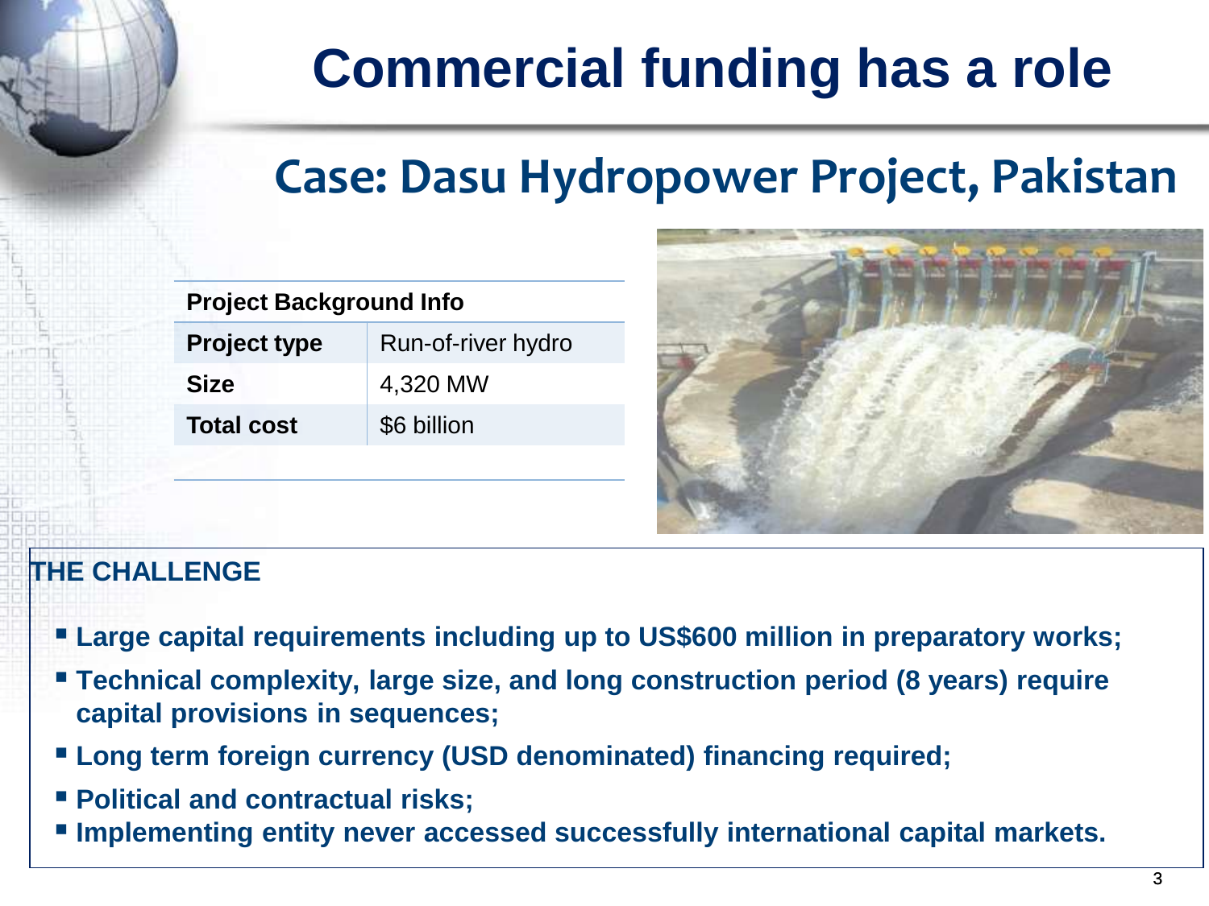# Commercial funding has a role

## Case: Dasu Hydropower Project, Pakistan

| Project Background Info | |
|---|---|
| **Project type** | Run-of-river hydro |
| **Size** | 4,320 MW |
| **Total cost** | $6 billion |

### THE CHALLENGE

- **Large capital requirements including up to US$600 million in preparatory works;**
- **Technical complexity, large size, and long construction period (8 years) require capital provisions in sequences;**
- **Long term foreign currency (USD denominated) financing required;**
- **Political and contractual risks;**
- **Implementing entity never accessed successfully international capital markets.**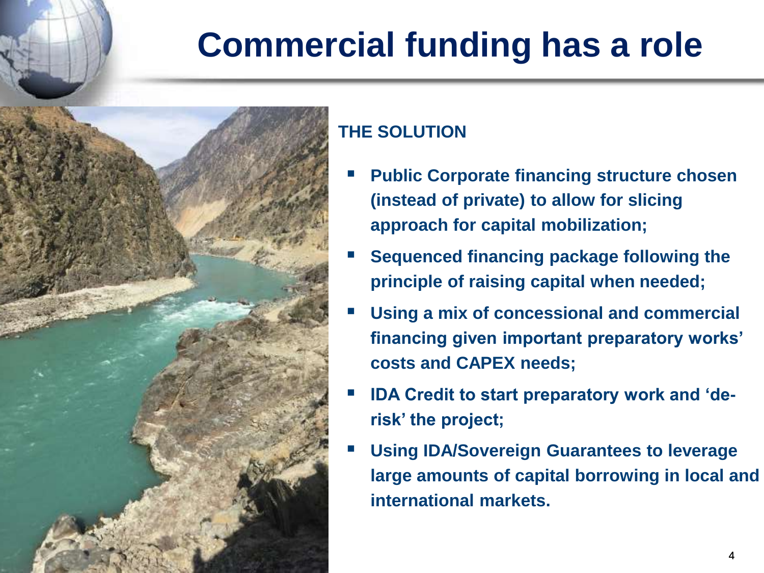# Commercial funding has a role

**THE SOLUTION**

- **Public Corporate financing structure chosen (instead of private) to allow for slicing approach for capital mobilization;**
- **Sequenced financing package following the principle of raising capital when needed;**
- **Using a mix of concessional and commercial financing given important preparatory works' costs and CAPEX needs;**
- **IDA Credit to start preparatory work and 'de-risk' the project;**
- **Using IDA/Sovereign Guarantees to leverage large amounts of capital borrowing in local and international markets.**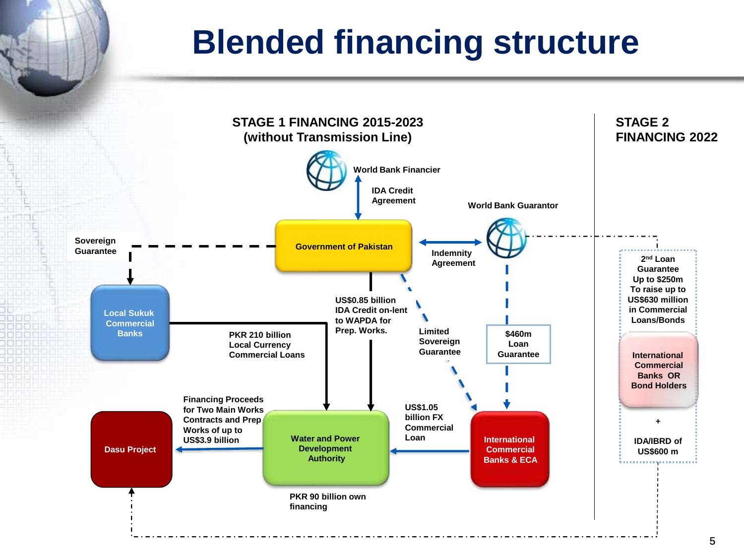# Blended financing structure

## STAGE 1 FINANCING 2015-2023 (without Transmission Line)

World Bank Financier

IDA Credit Agreement

Government of Pakistan

Sovereign Guarantee

Indemnity Agreement

World Bank Guarantor

Local Sukuk Commercial Banks

PKR 210 billion Local Currency Commercial Loans

US$0.85 billion IDA Credit on-lent to WAPDA for Prep. Works.

Limited Sovereign Guarantee

$460m Loan Guarantee

Financing Proceeds for Two Main Works Contracts and Prep Works of up to US$3.9 billion

Dasu Project

Water and Power Development Authority

US$1.05 billion FX Commercial Loan

International Commercial Banks & ECA

PKR 90 billion own financing

## STAGE 2 FINANCING 2022

2nd Loan Guarantee Up to $250m To raise up to US$630 million in Commercial Loans/Bonds

International Commercial Banks OR Bond Holders

+

IDA/IBRD of US$600 m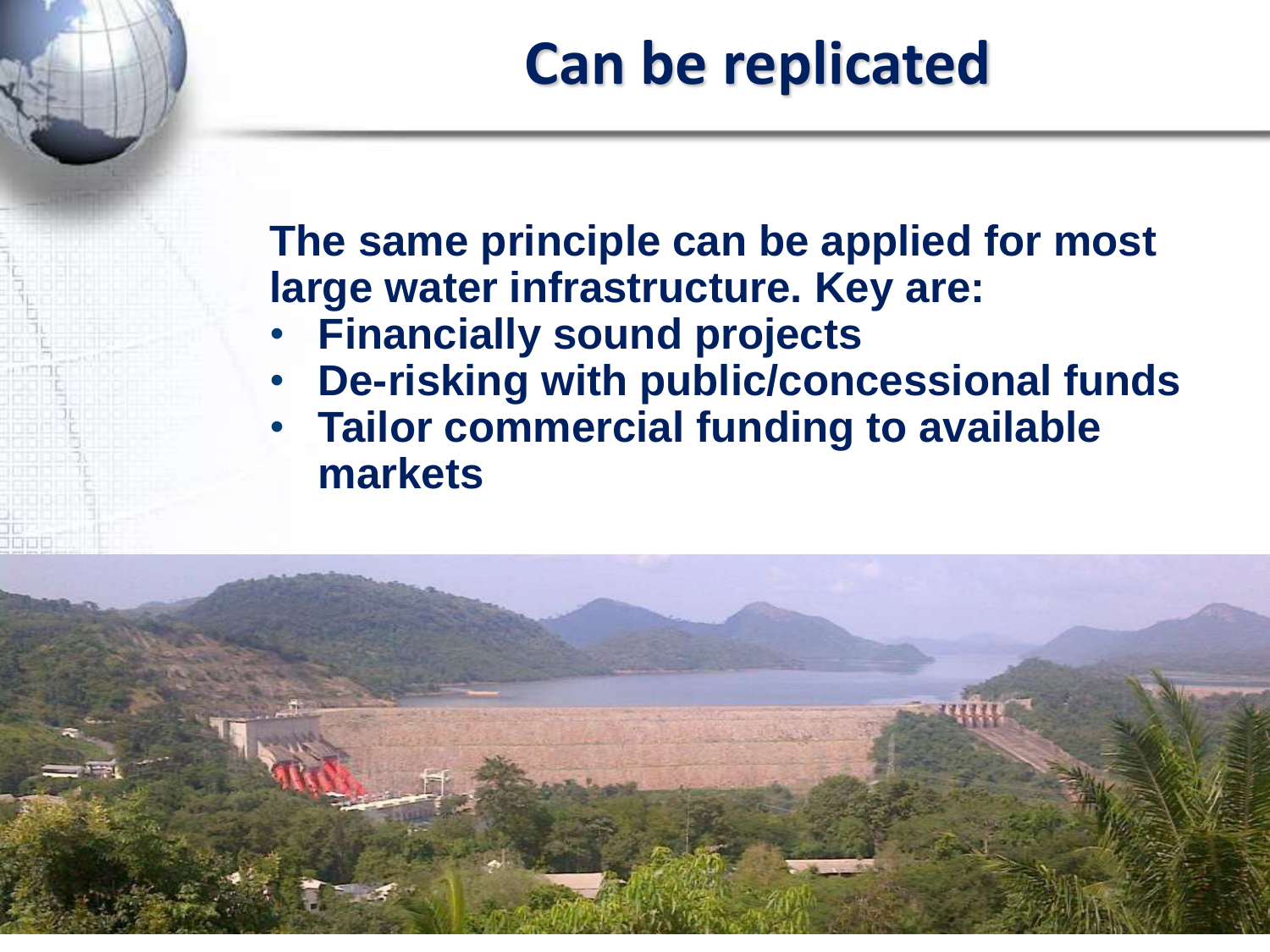# Can be replicated

**The same principle can be applied for most large water infrastructure. Key are:**

- **Financially sound projects**
- **De-risking with public/concessional funds**
- **Tailor commercial funding to available markets**